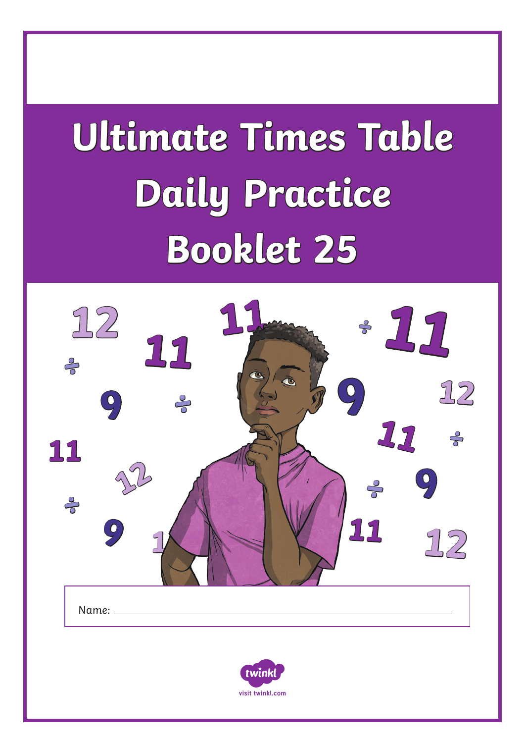# Ultimate Times Table Daily Practice Booklet 25

Name: ______________________________

visit twinkl.com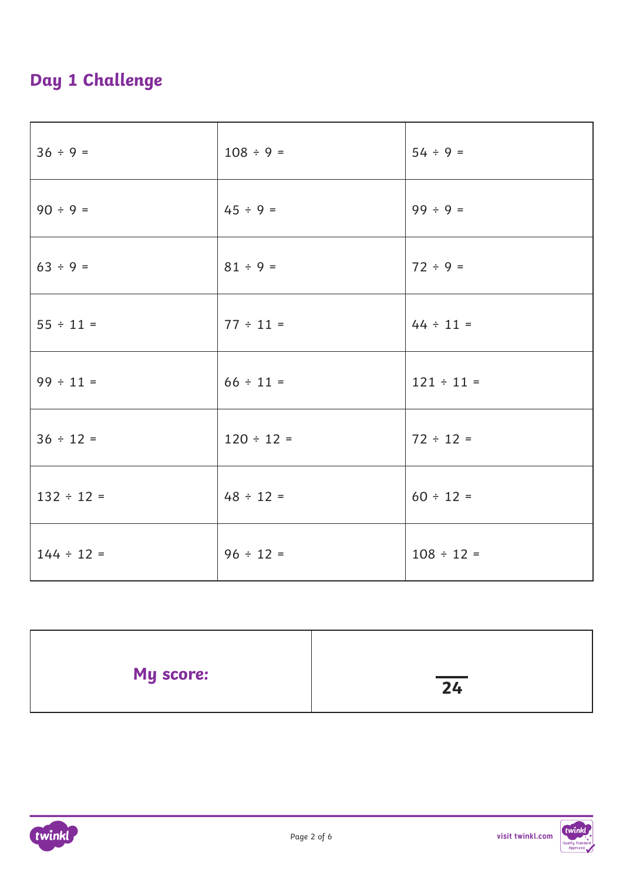## Day 1 Challenge

| | | |
|---|---|---|
| $36 \div 9 =$ | $108 \div 9 =$ | $54 \div 9 =$ |
| $90 \div 9 =$ | $45 \div 9 =$ | $99 \div 9 =$ |
| $63 \div 9 =$ | $81 \div 9 =$ | $72 \div 9 =$ |
| $55 \div 11 =$ | $77 \div 11 =$ | $44 \div 11 =$ |
| $99 \div 11 =$ | $66 \div 11 =$ | $121 \div 11 =$ |
| $36 \div 12 =$ | $120 \div 12 =$ | $72 \div 12 =$ |
| $132 \div 12 =$ | $48 \div 12 =$ | $60 \div 12 =$ |
| $144 \div 12 =$ | $96 \div 12 =$ | $108 \div 12 =$ |

| | |
|---|---|
| **My score:** | $\frac{\quad}{24}$ |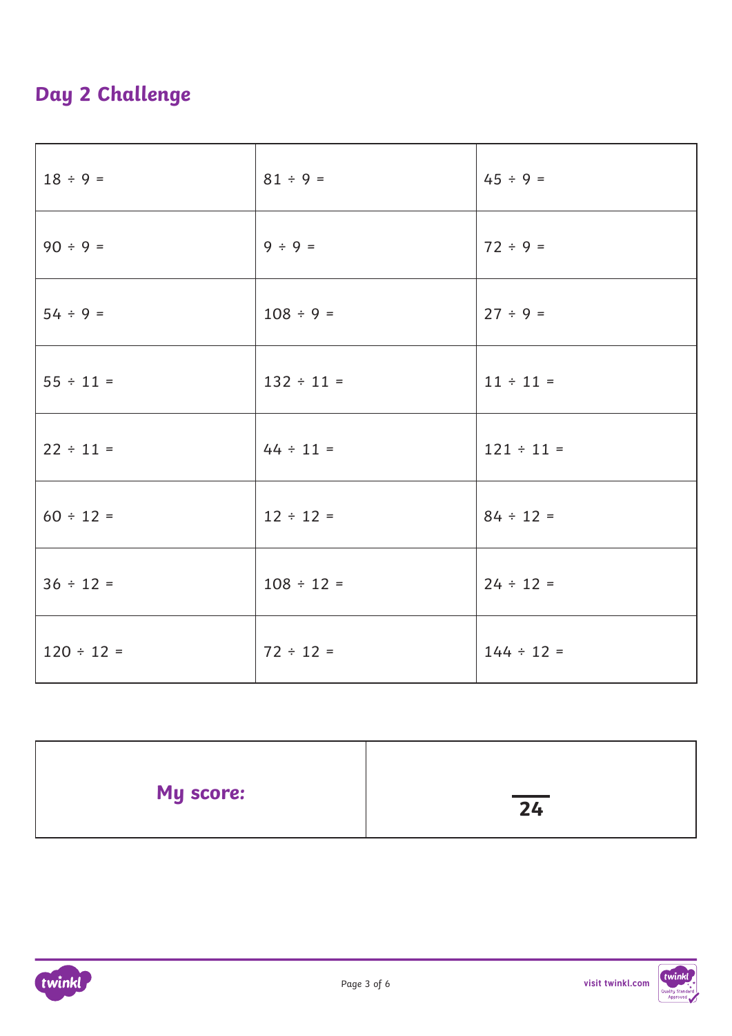## Day 2 Challenge

| | | |
|---|---|---|
| $18 \div 9 =$ | $81 \div 9 =$ | $45 \div 9 =$ |
| $90 \div 9 =$ | $9 \div 9 =$ | $72 \div 9 =$ |
| $54 \div 9 =$ | $108 \div 9 =$ | $27 \div 9 =$ |
| $55 \div 11 =$ | $132 \div 11 =$ | $11 \div 11 =$ |
| $22 \div 11 =$ | $44 \div 11 =$ | $121 \div 11 =$ |
| $60 \div 12 =$ | $12 \div 12 =$ | $84 \div 12 =$ |
| $36 \div 12 =$ | $108 \div 12 =$ | $24 \div 12 =$ |
| $120 \div 12 =$ | $72 \div 12 =$ | $144 \div 12 =$ |

| | |
|---|---|
| **My score:** | $\frac{\quad}{24}$ |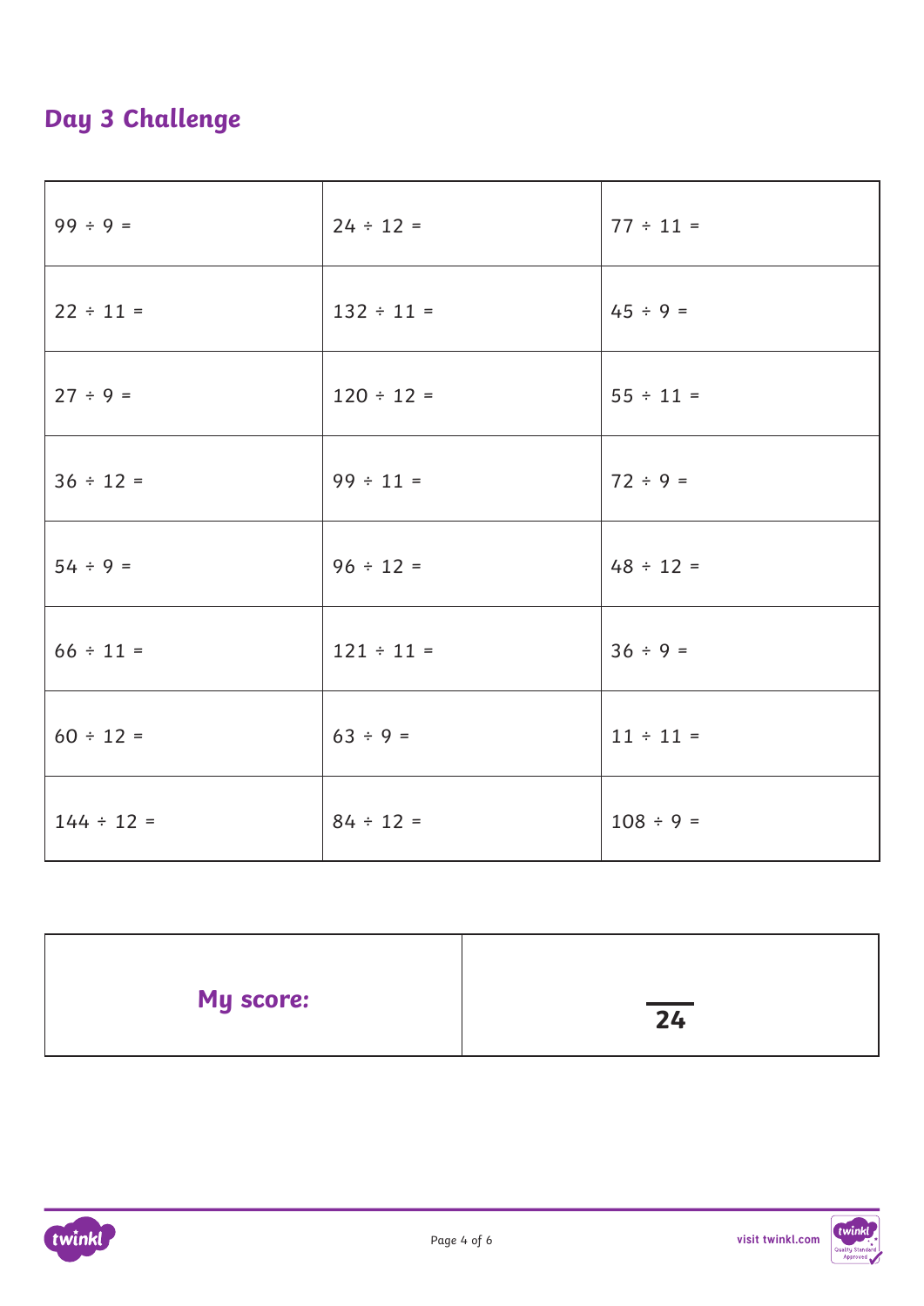## Day 3 Challenge

| | | |
|---|---|---|
| $99 \div 9 =$ | $24 \div 12 =$ | $77 \div 11 =$ |
| $22 \div 11 =$ | $132 \div 11 =$ | $45 \div 9 =$ |
| $27 \div 9 =$ | $120 \div 12 =$ | $55 \div 11 =$ |
| $36 \div 12 =$ | $99 \div 11 =$ | $72 \div 9 =$ |
| $54 \div 9 =$ | $96 \div 12 =$ | $48 \div 12 =$ |
| $66 \div 11 =$ | $121 \div 11 =$ | $36 \div 9 =$ |
| $60 \div 12 =$ | $63 \div 9 =$ | $11 \div 11 =$ |
| $144 \div 12 =$ | $84 \div 12 =$ | $108 \div 9 =$ |

| | |
|---|---|
| **My score:** | $\frac{\quad}{24}$ |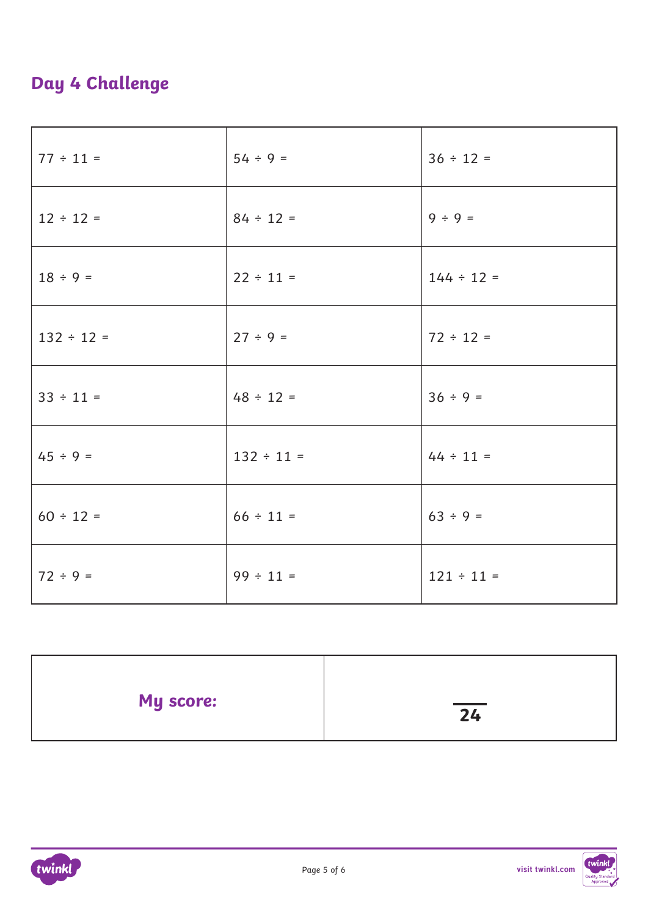## Day 4 Challenge

| | | |
|---|---|---|
| 77 ÷ 11 = | 54 ÷ 9 = | 36 ÷ 12 = |
| 12 ÷ 12 = | 84 ÷ 12 = | 9 ÷ 9 = |
| 18 ÷ 9 = | 22 ÷ 11 = | 144 ÷ 12 = |
| 132 ÷ 12 = | 27 ÷ 9 = | 72 ÷ 12 = |
| 33 ÷ 11 = | 48 ÷ 12 = | 36 ÷ 9 = |
| 45 ÷ 9 = | 132 ÷ 11 = | 44 ÷ 11 = |
| 60 ÷ 12 = | 66 ÷ 11 = | 63 ÷ 9 = |
| 72 ÷ 9 = | 99 ÷ 11 = | 121 ÷ 11 = |

| | |
|---|---|
| **My score:** | ___ / **24** |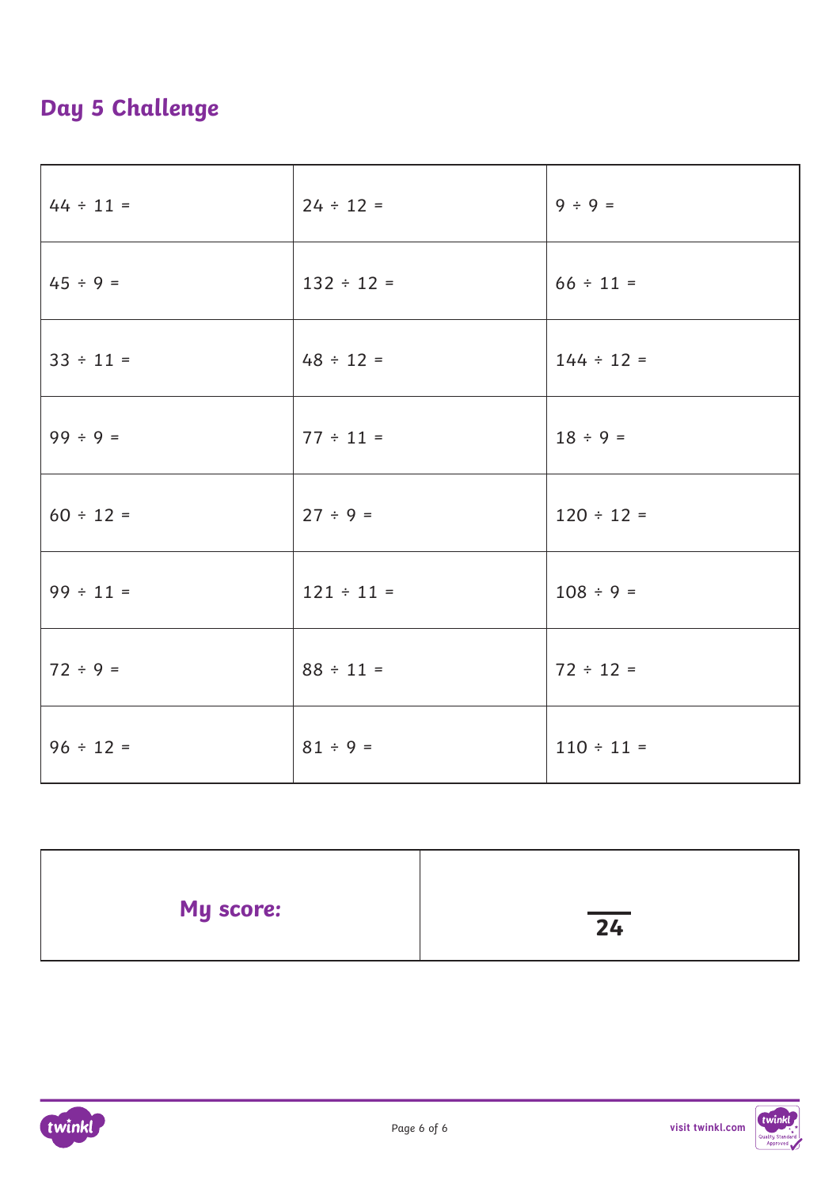## Day 5 Challenge

| | | |
|---|---|---|
| $44 \div 11 =$ | $24 \div 12 =$ | $9 \div 9 =$ |
| $45 \div 9 =$ | $132 \div 12 =$ | $66 \div 11 =$ |
| $33 \div 11 =$ | $48 \div 12 =$ | $144 \div 12 =$ |
| $99 \div 9 =$ | $77 \div 11 =$ | $18 \div 9 =$ |
| $60 \div 12 =$ | $27 \div 9 =$ | $120 \div 12 =$ |
| $99 \div 11 =$ | $121 \div 11 =$ | $108 \div 9 =$ |
| $72 \div 9 =$ | $88 \div 11 =$ | $72 \div 12 =$ |
| $96 \div 12 =$ | $81 \div 9 =$ | $110 \div 11 =$ |

| | |
|---|---|
| **My score:** | $\frac{\quad}{24}$ |